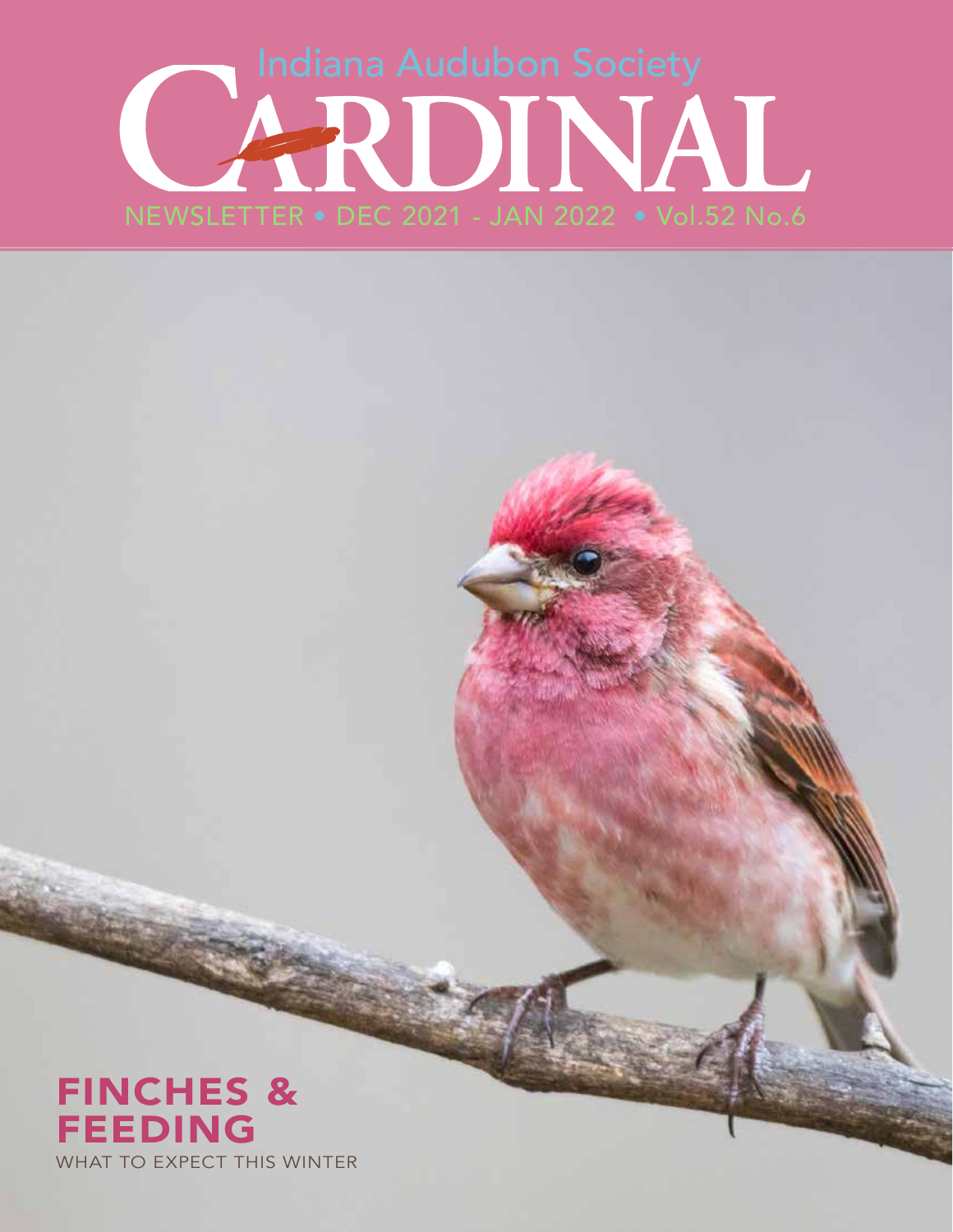Indiana Audubon Society

# CARDINAL

NEWSLETTER • DEC 2021 - JAN 2022 • Vol.52 No.6

## FINCHES & FEEDING

WHAT TO EXPECT THIS WINTER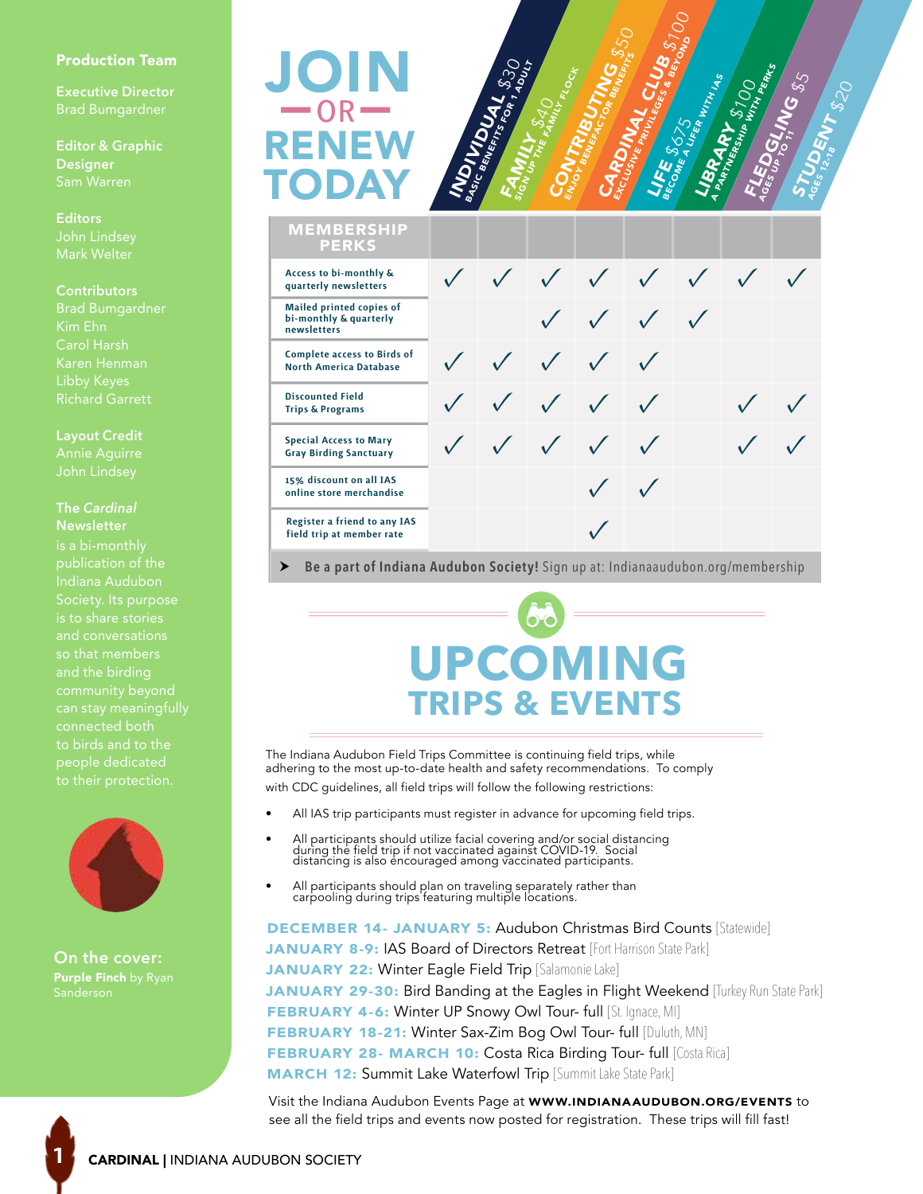**Production Team**

**Executive Director**
Brad Bumgardner

**Editor & Graphic Designer**
Sam Warren

**Editors**
John Lindsey
Mark Welter

**Contributors**
Brad Bumgardner
Kim Ehn
Carol Harsh
Karen Henman
Libby Keyes
Richard Garrett

**Layout Credit**
Annie Aguirre
John Lindsey

**The *Cardinal* Newsletter**
is a bi-monthly publication of the Indiana Audubon Society. Its purpose is to share stories and conversations so that members and the birding community beyond can stay meaningfully connected both to birds and to the people dedicated to their protection.

**On the cover:**
**Purple Finch** by Ryan Sanderson

# JOIN — OR — RENEW TODAY

| MEMBERSHIP PERKS | INDIVIDUAL $30 Basic benefits for 1 adult | FAMILY $40 Sign up the family flock | CONTRIBUTING $50 Enjoy benefactor benefits | CARDINAL CLUB $100 Exclusive privileges & beyond | LIFE $675 Become a lifer with IAS | LIBRARY $100 A partnership with perks | FLEDGLING $5 Ages up to 11 | STUDENT $20 Ages 12-18 |
|---|---|---|---|---|---|---|---|---|
| Access to bi-monthly & quarterly newsletters | ✓ | ✓ | ✓ | ✓ | ✓ | ✓ | ✓ | ✓ |
| Mailed printed copies of bi-monthly & quarterly newsletters | | | ✓ | ✓ | ✓ | ✓ | | |
| Complete access to Birds of North America Database | ✓ | ✓ | ✓ | ✓ | ✓ | | | |
| Discounted Field Trips & Programs | ✓ | ✓ | ✓ | ✓ | ✓ | | ✓ | ✓ |
| Special Access to Mary Gray Birding Sanctuary | ✓ | ✓ | ✓ | ✓ | ✓ | | ✓ | ✓ |
| 15% discount on all IAS online store merchandise | | | | ✓ | ✓ | | | |
| Register a friend to any IAS field trip at member rate | | | | ✓ | | | | |

➤ **Be a part of Indiana Audubon Society!** Sign up at: Indianaaudubon.org/membership

# UPCOMING
## TRIPS & EVENTS

The Indiana Audubon Field Trips Committee is continuing field trips, while adhering to the most up-to-date health and safety recommendations. To comply with CDC guidelines, all field trips will follow the following restrictions:

- All IAS trip participants must register in advance for upcoming field trips.
- All participants should utilize facial covering and/or social distancing during the field trip if not vaccinated against COVID-19. Social distancing is also encouraged among vaccinated participants.
- All participants should plan on traveling separately rather than carpooling during trips featuring multiple locations.

**DECEMBER 14- JANUARY 5:** Audubon Christmas Bird Counts [Statewide]
**JANUARY 8-9:** IAS Board of Directors Retreat [Fort Harrison State Park]
**JANUARY 22:** Winter Eagle Field Trip [Salamonie Lake]
**JANUARY 29-30:** Bird Banding at the Eagles in Flight Weekend [Turkey Run State Park]
**FEBRUARY 4-6:** Winter UP Snowy Owl Tour- full [St. Ignace, MI]
**FEBRUARY 18-21:** Winter Sax-Zim Bog Owl Tour- full [Duluth, MN]
**FEBRUARY 28- MARCH 10:** Costa Rica Birding Tour- full [Costa Rica]
**MARCH 12:** Summit Lake Waterfowl Trip [Summit Lake State Park]

Visit the Indiana Audubon Events Page at **WWW.INDIANAAUDUBON.ORG/EVENTS** to see all the field trips and events now posted for registration. These trips will fill fast!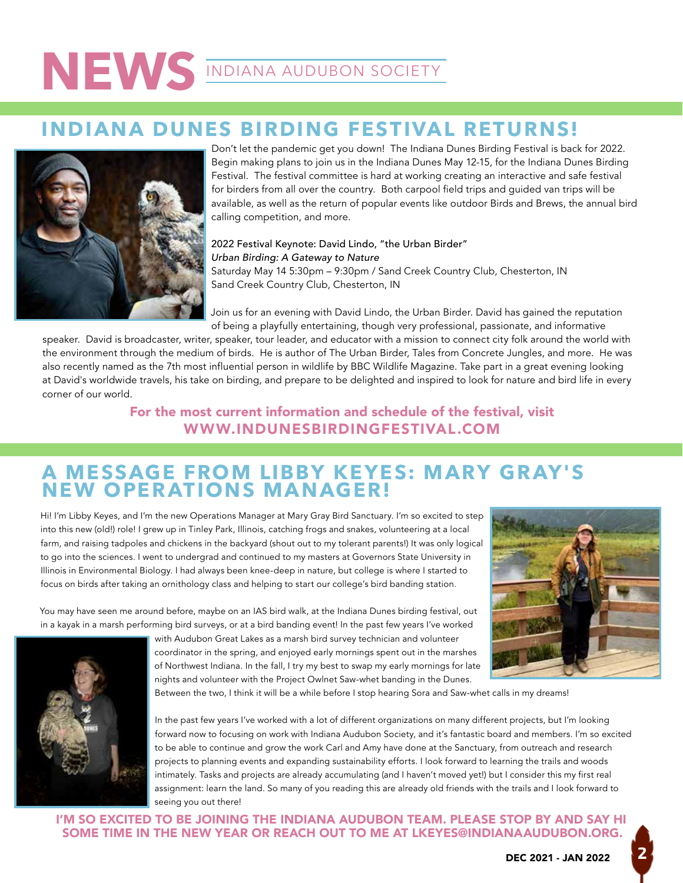# NEWS INDIANA AUDUBON SOCIETY

## INDIANA DUNES BIRDING FESTIVAL RETURNS!

Don't let the pandemic get you down! The Indiana Dunes Birding Festival is back for 2022. Begin making plans to join us in the Indiana Dunes May 12-15, for the Indiana Dunes Birding Festival. The festival committee is hard at working creating an interactive and safe festival for birders from all over the country. Both carpool field trips and guided van trips will be available, as well as the return of popular events like outdoor Birds and Brews, the annual bird calling competition, and more.

2022 Festival Keynote: David Lindo, "the Urban Birder"
*Urban Birding: A Gateway to Nature*
Saturday May 14 5:30pm – 9:30pm / Sand Creek Country Club, Chesterton, IN
Sand Creek Country Club, Chesterton, IN

Join us for an evening with David Lindo, the Urban Birder. David has gained the reputation of being a playfully entertaining, though very professional, passionate, and informative speaker. David is broadcaster, writer, speaker, tour leader, and educator with a mission to connect city folk around the world with the environment through the medium of birds. He is author of The Urban Birder, Tales from Concrete Jungles, and more. He was also recently named as the 7th most influential person in wildlife by BBC Wildlife Magazine. Take part in a great evening looking at David's worldwide travels, his take on birding, and prepare to be delighted and inspired to look for nature and bird life in every corner of our world.

**For the most current information and schedule of the festival, visit WWW.INDUNESBIRDINGFESTIVAL.COM**

## A MESSAGE FROM LIBBY KEYES: MARY GRAY'S NEW OPERATIONS MANAGER!

Hi! I'm Libby Keyes, and I'm the new Operations Manager at Mary Gray Bird Sanctuary. I'm so excited to step into this new (old!) role! I grew up in Tinley Park, Illinois, catching frogs and snakes, volunteering at a local farm, and raising tadpoles and chickens in the backyard (shout out to my tolerant parents!) It was only logical to go into the sciences. I went to undergrad and continued to my masters at Governors State University in Illinois in Environmental Biology. I had always been knee-deep in nature, but college is where I started to focus on birds after taking an ornithology class and helping to start our college's bird banding station.

You may have seen me around before, maybe on an IAS bird walk, at the Indiana Dunes birding festival, out in a kayak in a marsh performing bird surveys, or at a bird banding event! In the past few years I've worked with Audubon Great Lakes as a marsh bird survey technician and volunteer coordinator in the spring, and enjoyed early mornings spent out in the marshes of Northwest Indiana. In the fall, I try my best to swap my early mornings for late nights and volunteer with the Project Owlnet Saw-whet banding in the Dunes. Between the two, I think it will be a while before I stop hearing Sora and Saw-whet calls in my dreams!

In the past few years I've worked with a lot of different organizations on many different projects, but I'm looking forward now to focusing on work with Indiana Audubon Society, and it's fantastic board and members. I'm so excited to be able to continue and grow the work Carl and Amy have done at the Sanctuary, from outreach and research projects to planning events and expanding sustainability efforts. I look forward to learning the trails and woods intimately. Tasks and projects are already accumulating (and I haven't moved yet!) but I consider this my first real assignment: learn the land. So many of you reading this are already old friends with the trails and I look forward to seeing you out there!

**I'M SO EXCITED TO BE JOINING THE INDIANA AUDUBON TEAM. PLEASE STOP BY AND SAY HI SOME TIME IN THE NEW YEAR OR REACH OUT TO ME AT LKEYES@INDIANAAUDUBON.ORG.**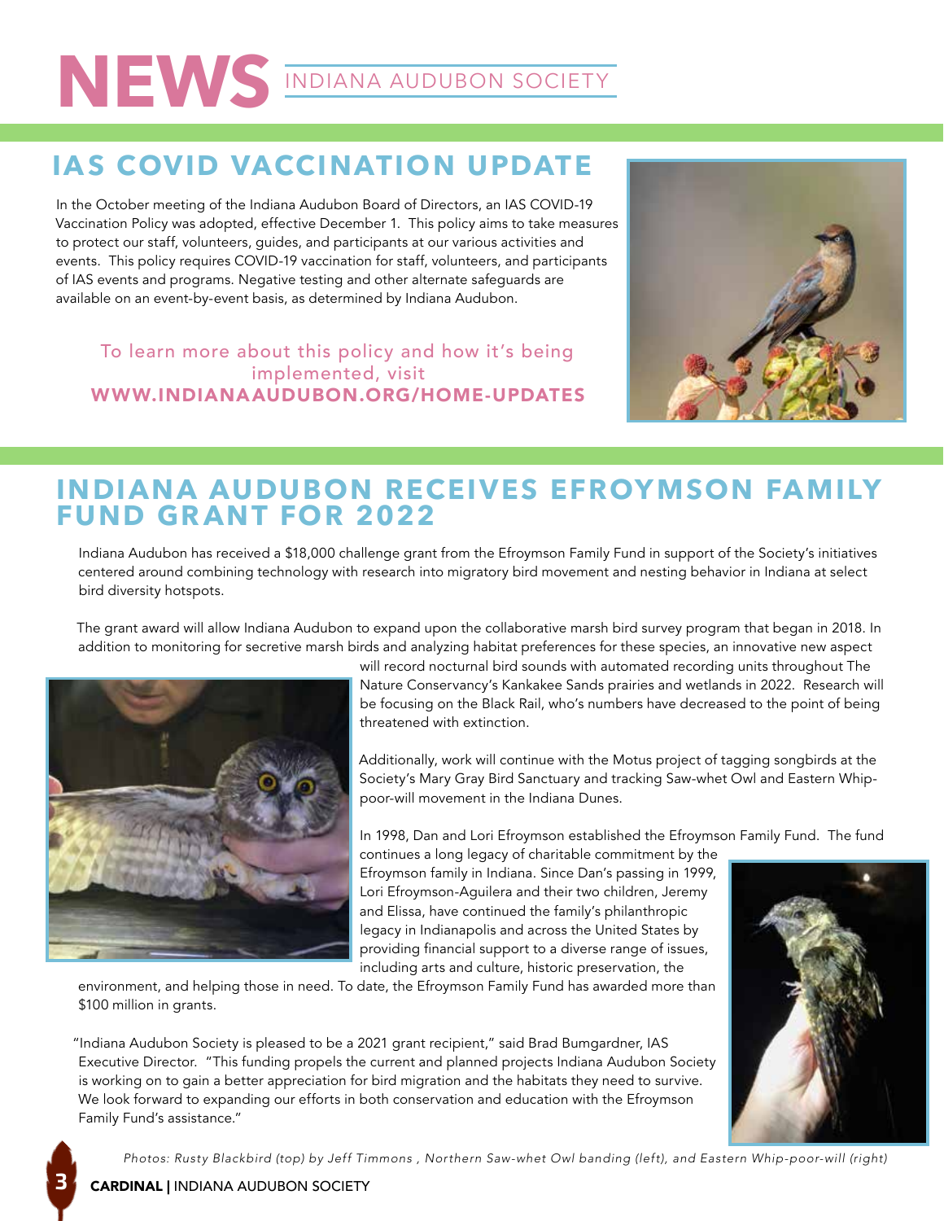# NEWS INDIANA AUDUBON SOCIETY

## IAS COVID VACCINATION UPDATE

In the October meeting of the Indiana Audubon Board of Directors, an IAS COVID-19 Vaccination Policy was adopted, effective December 1. This policy aims to take measures to protect our staff, volunteers, guides, and participants at our various activities and events. This policy requires COVID-19 vaccination for staff, volunteers, and participants of IAS events and programs. Negative testing and other alternate safeguards are available on an event-by-event basis, as determined by Indiana Audubon.

To learn more about this policy and how it's being implemented, visit **WWW.INDIANAAUDUBON.ORG/HOME-UPDATES**

## INDIANA AUDUBON RECEIVES EFROYMSON FAMILY FUND GRANT FOR 2022

Indiana Audubon has received a $18,000 challenge grant from the Efroymson Family Fund in support of the Society's initiatives centered around combining technology with research into migratory bird movement and nesting behavior in Indiana at select bird diversity hotspots.

The grant award will allow Indiana Audubon to expand upon the collaborative marsh bird survey program that began in 2018. In addition to monitoring for secretive marsh birds and analyzing habitat preferences for these species, an innovative new aspect will record nocturnal bird sounds with automated recording units throughout The Nature Conservancy's Kankakee Sands prairies and wetlands in 2022. Research will be focusing on the Black Rail, who's numbers have decreased to the point of being threatened with extinction.

Additionally, work will continue with the Motus project of tagging songbirds at the Society's Mary Gray Bird Sanctuary and tracking Saw-whet Owl and Eastern Whip-poor-will movement in the Indiana Dunes.

In 1998, Dan and Lori Efroymson established the Efroymson Family Fund. The fund continues a long legacy of charitable commitment by the Efroymson family in Indiana. Since Dan's passing in 1999, Lori Efroymson-Aguilera and their two children, Jeremy and Elissa, have continued the family's philanthropic legacy in Indianapolis and across the United States by providing financial support to a diverse range of issues, including arts and culture, historic preservation, the environment, and helping those in need. To date, the Efroymson Family Fund has awarded more than $100 million in grants.

"Indiana Audubon Society is pleased to be a 2021 grant recipient," said Brad Bumgardner, IAS Executive Director. "This funding propels the current and planned projects Indiana Audubon Society is working on to gain a better appreciation for bird migration and the habitats they need to survive. We look forward to expanding our efforts in both conservation and education with the Efroymson Family Fund's assistance."

*Photos: Rusty Blackbird (top) by Jeff Timmons , Northern Saw-whet Owl banding (left), and Eastern Whip-poor-will (right)*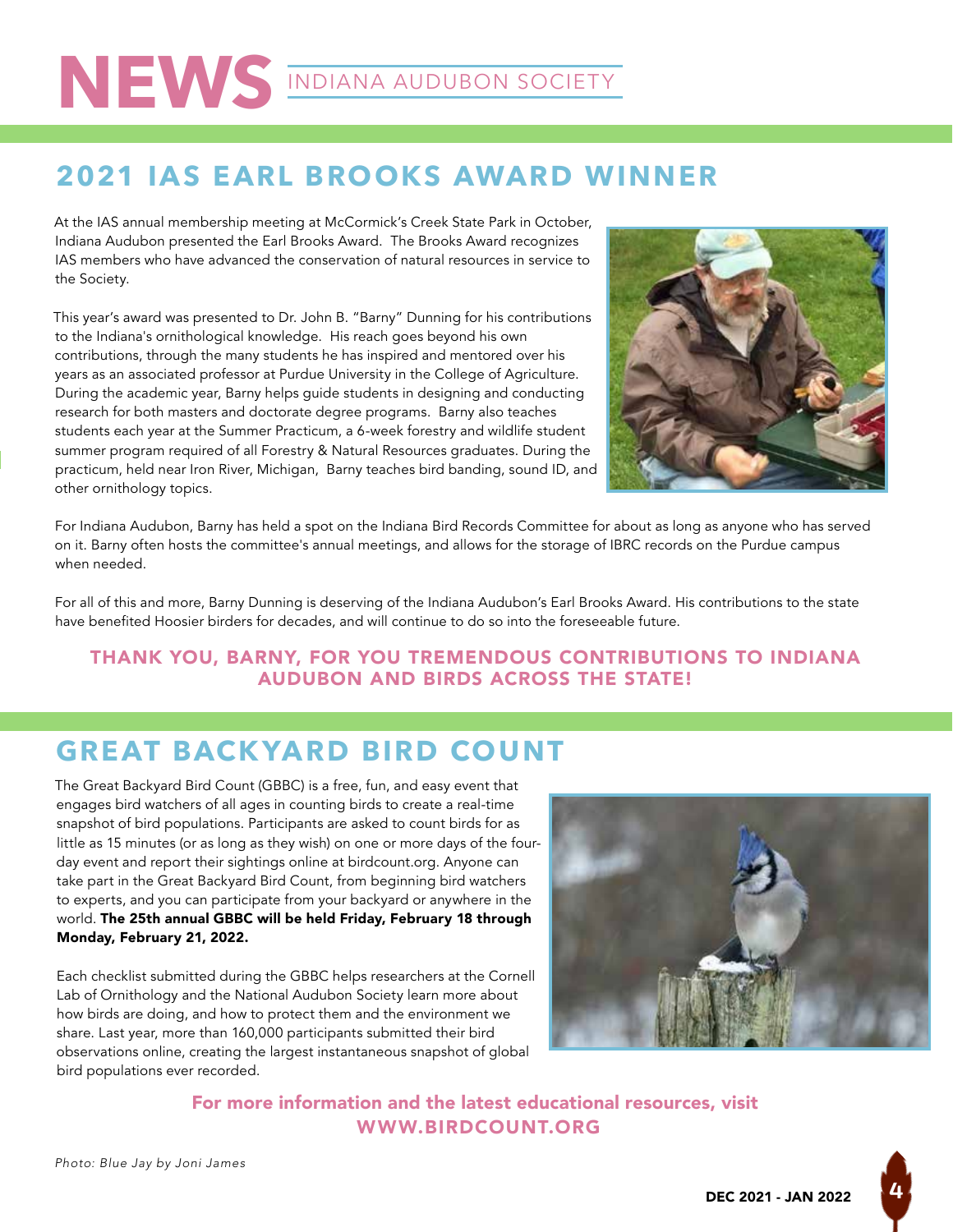# NEWS INDIANA AUDUBON SOCIETY

## 2021 IAS EARL BROOKS AWARD WINNER

At the IAS annual membership meeting at McCormick's Creek State Park in October, Indiana Audubon presented the Earl Brooks Award. The Brooks Award recognizes IAS members who have advanced the conservation of natural resources in service to the Society.

This year's award was presented to Dr. John B. "Barny" Dunning for his contributions to the Indiana's ornithological knowledge. His reach goes beyond his own contributions, through the many students he has inspired and mentored over his years as an associated professor at Purdue University in the College of Agriculture. During the academic year, Barny helps guide students in designing and conducting research for both masters and doctorate degree programs. Barny also teaches students each year at the Summer Practicum, a 6-week forestry and wildlife student summer program required of all Forestry & Natural Resources graduates. During the practicum, held near Iron River, Michigan, Barny teaches bird banding, sound ID, and other ornithology topics.

For Indiana Audubon, Barny has held a spot on the Indiana Bird Records Committee for about as long as anyone who has served on it. Barny often hosts the committee's annual meetings, and allows for the storage of IBRC records on the Purdue campus when needed.

For all of this and more, Barny Dunning is deserving of the Indiana Audubon's Earl Brooks Award. His contributions to the state have benefited Hoosier birders for decades, and will continue to do so into the foreseeable future.

**THANK YOU, BARNY, FOR YOU TREMENDOUS CONTRIBUTIONS TO INDIANA AUDUBON AND BIRDS ACROSS THE STATE!**

## GREAT BACKYARD BIRD COUNT

The Great Backyard Bird Count (GBBC) is a free, fun, and easy event that engages bird watchers of all ages in counting birds to create a real-time snapshot of bird populations. Participants are asked to count birds for as little as 15 minutes (or as long as they wish) on one or more days of the four-day event and report their sightings online at birdcount.org. Anyone can take part in the Great Backyard Bird Count, from beginning bird watchers to experts, and you can participate from your backyard or anywhere in the world. **The 25th annual GBBC will be held Friday, February 18 through Monday, February 21, 2022.**

Each checklist submitted during the GBBC helps researchers at the Cornell Lab of Ornithology and the National Audubon Society learn more about how birds are doing, and how to protect them and the environment we share. Last year, more than 160,000 participants submitted their bird observations online, creating the largest instantaneous snapshot of global bird populations ever recorded.

**For more information and the latest educational resources, visit WWW.BIRDCOUNT.ORG**

*Photo: Blue Jay by Joni James*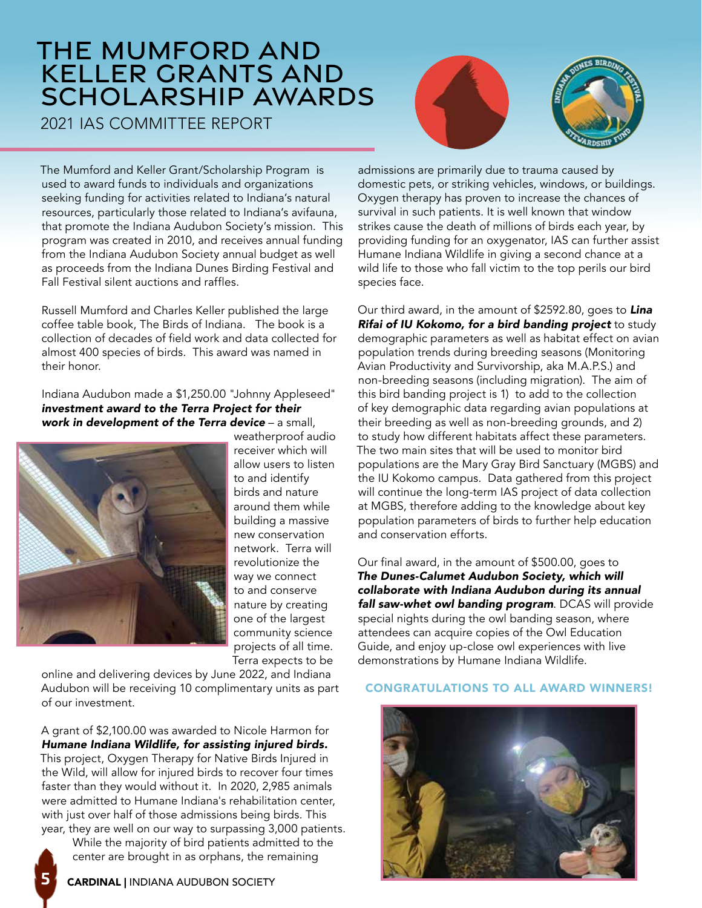# THE MUMFORD AND KELLER GRANTS AND SCHOLARSHIP AWARDS

## 2021 IAS COMMITTEE REPORT

The Mumford and Keller Grant/Scholarship Program is used to award funds to individuals and organizations seeking funding for activities related to Indiana's natural resources, particularly those related to Indiana's avifauna, that promote the Indiana Audubon Society's mission. This program was created in 2010, and receives annual funding from the Indiana Audubon Society annual budget as well as proceeds from the Indiana Dunes Birding Festival and Fall Festival silent auctions and raffles.

Russell Mumford and Charles Keller published the large coffee table book, The Birds of Indiana. The book is a collection of decades of field work and data collected for almost 400 species of birds. This award was named in their honor.

Indiana Audubon made a $1,250.00 "Johnny Appleseed" ***investment award to the Terra Project for their work in development of the Terra device*** – a small, weatherproof audio receiver which will allow users to listen to and identify birds and nature around them while building a massive new conservation network. Terra will revolutionize the way we connect to and conserve nature by creating one of the largest community science projects of all time. Terra expects to be online and delivering devices by June 2022, and Indiana Audubon will be receiving 10 complimentary units as part of our investment.

A grant of $2,100.00 was awarded to Nicole Harmon for ***Humane Indiana Wildlife, for assisting injured birds.*** This project, Oxygen Therapy for Native Birds Injured in the Wild, will allow for injured birds to recover four times faster than they would without it. In 2020, 2,985 animals were admitted to Humane Indiana's rehabilitation center, with just over half of those admissions being birds. This year, they are well on our way to surpassing 3,000 patients. While the majority of bird patients admitted to the center are brought in as orphans, the remaining admissions are primarily due to trauma caused by domestic pets, or striking vehicles, windows, or buildings. Oxygen therapy has proven to increase the chances of survival in such patients. It is well known that window strikes cause the death of millions of birds each year, by providing funding for an oxygenator, IAS can further assist Humane Indiana Wildlife in giving a second chance at a wild life to those who fall victim to the top perils our bird species face.

Our third award, in the amount of $2592.80, goes to ***Lina Rifai of IU Kokomo, for a bird banding project*** to study demographic parameters as well as habitat effect on avian population trends during breeding seasons (Monitoring Avian Productivity and Survivorship, aka M.A.P.S.) and non-breeding seasons (including migration). The aim of this bird banding project is 1) to add to the collection of key demographic data regarding avian populations at their breeding as well as non-breeding grounds, and 2) to study how different habitats affect these parameters. The two main sites that will be used to monitor bird populations are the Mary Gray Bird Sanctuary (MGBS) and the IU Kokomo campus. Data gathered from this project will continue the long-term IAS project of data collection at MGBS, therefore adding to the knowledge about key population parameters of birds to further help education and conservation efforts.

Our final award, in the amount of $500.00, goes to ***The Dunes-Calumet Audubon Society, which will collaborate with Indiana Audubon during its annual fall saw-whet owl banding program***. DCAS will provide special nights during the owl banding season, where attendees can acquire copies of the Owl Education Guide, and enjoy up-close owl experiences with live demonstrations by Humane Indiana Wildlife.

**CONGRATULATIONS TO ALL AWARD WINNERS!**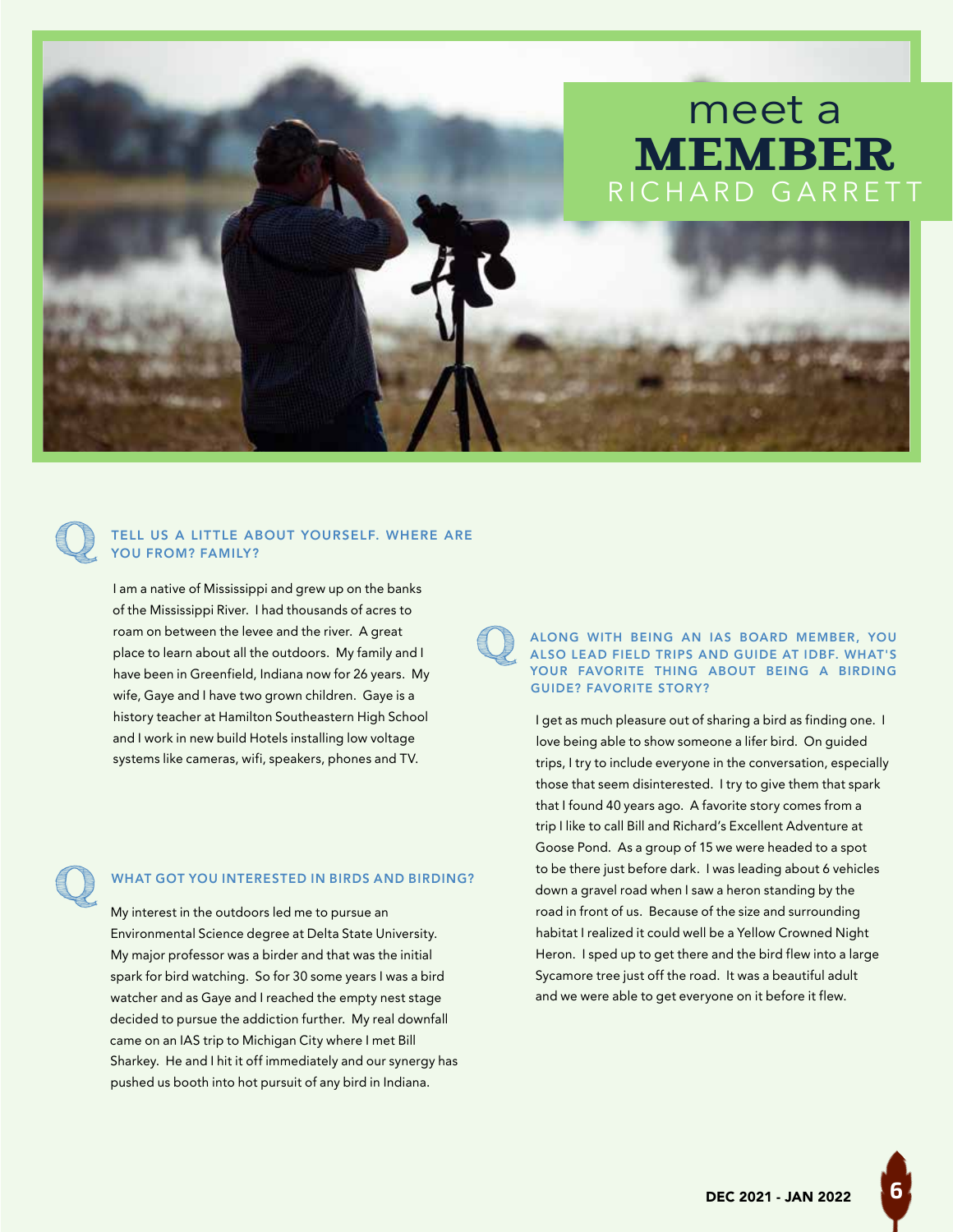# meet a MEMBER

## RICHARD GARRETT

### TELL US A LITTLE ABOUT YOURSELF. WHERE ARE YOU FROM? FAMILY?

I am a native of Mississippi and grew up on the banks of the Mississippi River. I had thousands of acres to roam on between the levee and the river. A great place to learn about all the outdoors. My family and I have been in Greenfield, Indiana now for 26 years. My wife, Gaye and I have two grown children. Gaye is a history teacher at Hamilton Southeastern High School and I work in new build Hotels installing low voltage systems like cameras, wifi, speakers, phones and TV.

### WHAT GOT YOU INTERESTED IN BIRDS AND BIRDING?

My interest in the outdoors led me to pursue an Environmental Science degree at Delta State University. My major professor was a birder and that was the initial spark for bird watching. So for 30 some years I was a bird watcher and as Gaye and I reached the empty nest stage decided to pursue the addiction further. My real downfall came on an IAS trip to Michigan City where I met Bill Sharkey. He and I hit it off immediately and our synergy has pushed us booth into hot pursuit of any bird in Indiana.

### ALONG WITH BEING AN IAS BOARD MEMBER, YOU ALSO LEAD FIELD TRIPS AND GUIDE AT IDBF. WHAT'S YOUR FAVORITE THING ABOUT BEING A BIRDING GUIDE? FAVORITE STORY?

I get as much pleasure out of sharing a bird as finding one. I love being able to show someone a lifer bird. On guided trips, I try to include everyone in the conversation, especially those that seem disinterested. I try to give them that spark that I found 40 years ago. A favorite story comes from a trip I like to call Bill and Richard's Excellent Adventure at Goose Pond. As a group of 15 we were headed to a spot to be there just before dark. I was leading about 6 vehicles down a gravel road when I saw a heron standing by the road in front of us. Because of the size and surrounding habitat I realized it could well be a Yellow Crowned Night Heron. I sped up to get there and the bird flew into a large Sycamore tree just off the road. It was a beautiful adult and we were able to get everyone on it before it flew.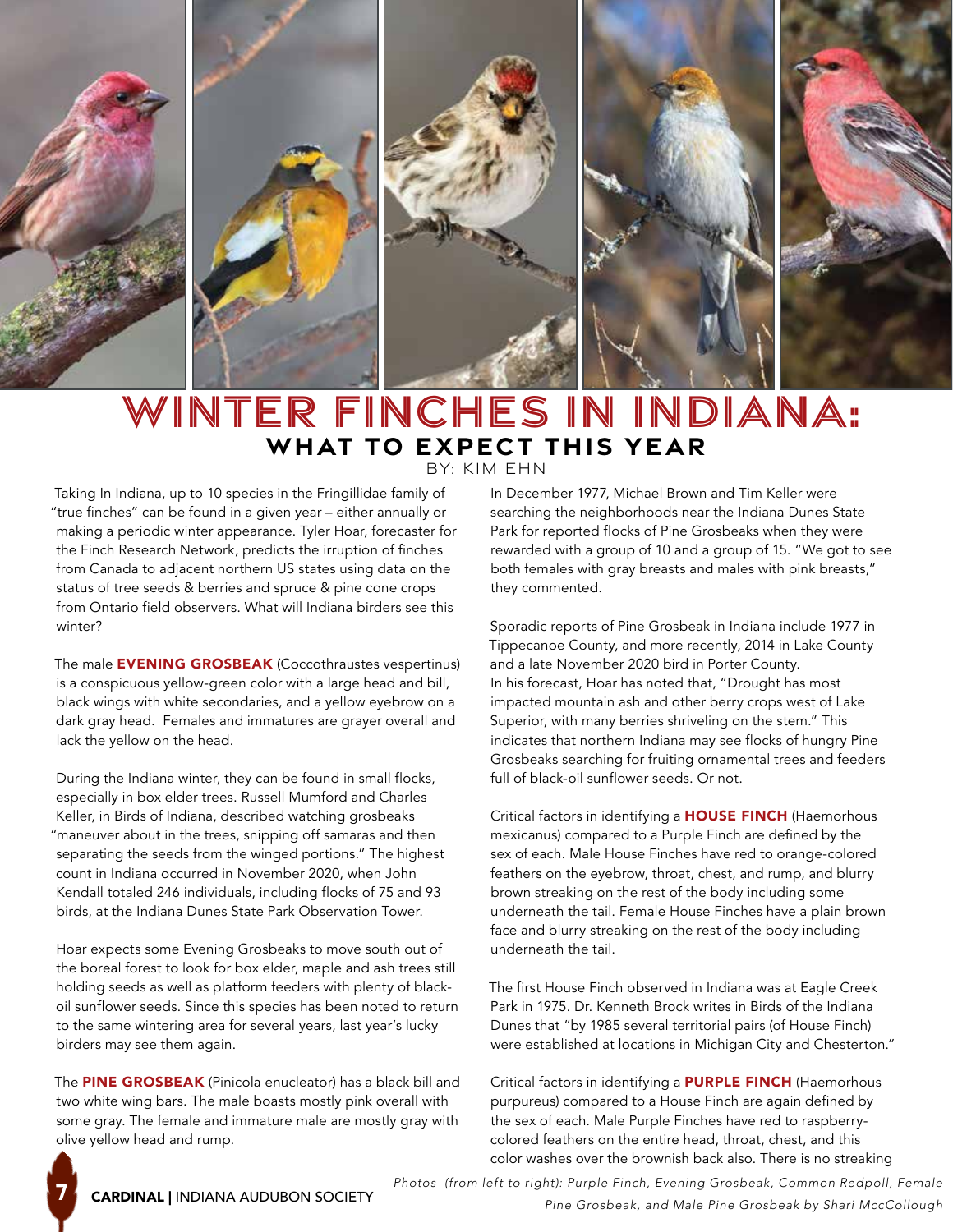# WINTER FINCHES IN INDIANA:

## WHAT TO EXPECT THIS YEAR

BY: KIM EHN

Taking In Indiana, up to 10 species in the Fringillidae family of "true finches" can be found in a given year – either annually or making a periodic winter appearance. Tyler Hoar, forecaster for the Finch Research Network, predicts the irruption of finches from Canada to adjacent northern US states using data on the status of tree seeds & berries and spruce & pine cone crops from Ontario field observers. What will Indiana birders see this winter?

The male **EVENING GROSBEAK** (Coccothraustes vespertinus) is a conspicuous yellow-green color with a large head and bill, black wings with white secondaries, and a yellow eyebrow on a dark gray head. Females and immatures are grayer overall and lack the yellow on the head.

During the Indiana winter, they can be found in small flocks, especially in box elder trees. Russell Mumford and Charles Keller, in Birds of Indiana, described watching grosbeaks "maneuver about in the trees, snipping off samaras and then separating the seeds from the winged portions." The highest count in Indiana occurred in November 2020, when John Kendall totaled 246 individuals, including flocks of 75 and 93 birds, at the Indiana Dunes State Park Observation Tower.

Hoar expects some Evening Grosbeaks to move south out of the boreal forest to look for box elder, maple and ash trees still holding seeds as well as platform feeders with plenty of black-oil sunflower seeds. Since this species has been noted to return to the same wintering area for several years, last year's lucky birders may see them again.

The **PINE GROSBEAK** (Pinicola enucleator) has a black bill and two white wing bars. The male boasts mostly pink overall with some gray. The female and immature male are mostly gray with olive yellow head and rump.

In December 1977, Michael Brown and Tim Keller were searching the neighborhoods near the Indiana Dunes State Park for reported flocks of Pine Grosbeaks when they were rewarded with a group of 10 and a group of 15. "We got to see both females with gray breasts and males with pink breasts," they commented.

Sporadic reports of Pine Grosbeak in Indiana include 1977 in Tippecanoe County, and more recently, 2014 in Lake County and a late November 2020 bird in Porter County.
In his forecast, Hoar has noted that, "Drought has most impacted mountain ash and other berry crops west of Lake Superior, with many berries shriveling on the stem." This indicates that northern Indiana may see flocks of hungry Pine Grosbeaks searching for fruiting ornamental trees and feeders full of black-oil sunflower seeds. Or not.

Critical factors in identifying a **HOUSE FINCH** (Haemorhous mexicanus) compared to a Purple Finch are defined by the sex of each. Male House Finches have red to orange-colored feathers on the eyebrow, throat, chest, and rump, and blurry brown streaking on the rest of the body including some underneath the tail. Female House Finches have a plain brown face and blurry streaking on the rest of the body including underneath the tail.

The first House Finch observed in Indiana was at Eagle Creek Park in 1975. Dr. Kenneth Brock writes in Birds of the Indiana Dunes that "by 1985 several territorial pairs (of House Finch) were established at locations in Michigan City and Chesterton."

Critical factors in identifying a **PURPLE FINCH** (Haemorhous purpureus) compared to a House Finch are again defined by the sex of each. Male Purple Finches have red to raspberry-colored feathers on the entire head, throat, chest, and this color washes over the brownish back also. There is no streaking

*Photos (from left to right): Purple Finch, Evening Grosbeak, Common Redpoll, Female Pine Grosbeak, and Male Pine Grosbeak by Shari McCollough*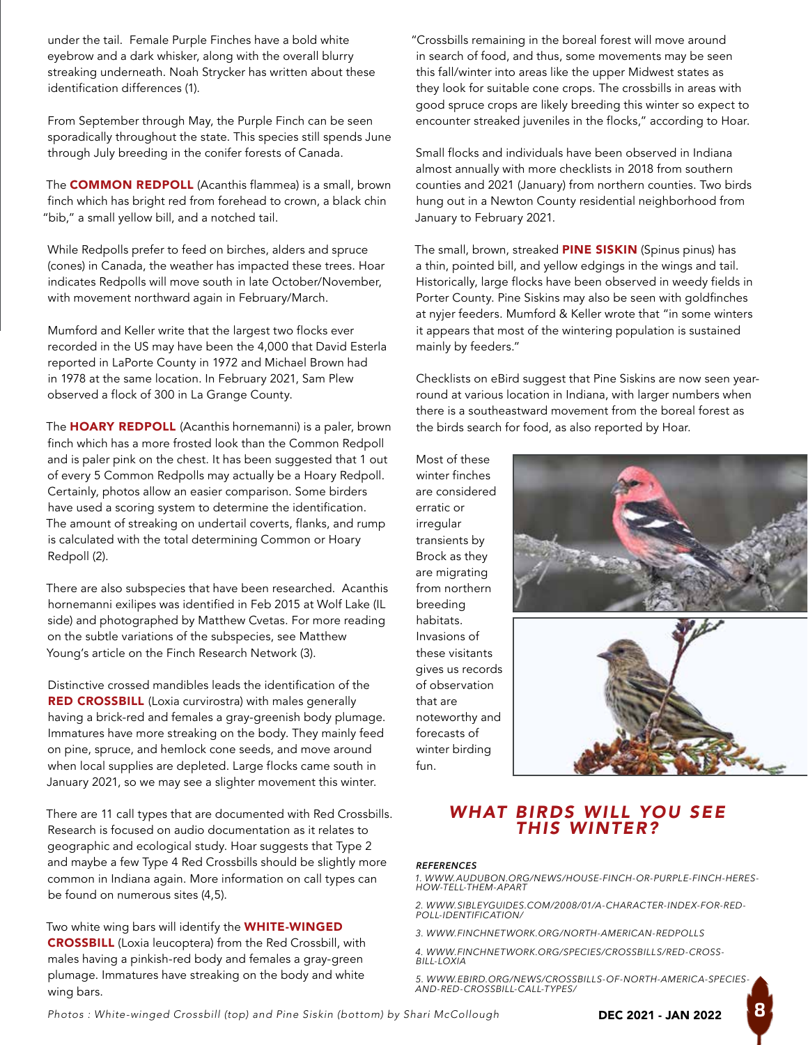under the tail. Female Purple Finches have a bold white eyebrow and a dark whisker, along with the overall blurry streaking underneath. Noah Strycker has written about these identification differences (1).

From September through May, the Purple Finch can be seen sporadically throughout the state. This species still spends June through July breeding in the conifer forests of Canada.

The **COMMON REDPOLL** (Acanthis flammea) is a small, brown finch which has bright red from forehead to crown, a black chin "bib," a small yellow bill, and a notched tail.

While Redpolls prefer to feed on birches, alders and spruce (cones) in Canada, the weather has impacted these trees. Hoar indicates Redpolls will move south in late October/November, with movement northward again in February/March.

Mumford and Keller write that the largest two flocks ever recorded in the US may have been the 4,000 that David Esterla reported in LaPorte County in 1972 and Michael Brown had in 1978 at the same location. In February 2021, Sam Plew observed a flock of 300 in La Grange County.

The **HOARY REDPOLL** (Acanthis hornemanni) is a paler, brown finch which has a more frosted look than the Common Redpoll and is paler pink on the chest. It has been suggested that 1 out of every 5 Common Redpolls may actually be a Hoary Redpoll. Certainly, photos allow an easier comparison. Some birders have used a scoring system to determine the identification. The amount of streaking on undertail coverts, flanks, and rump is calculated with the total determining Common or Hoary Redpoll (2).

There are also subspecies that have been researched. Acanthis hornemanni exilipes was identified in Feb 2015 at Wolf Lake (IL side) and photographed by Matthew Cvetas. For more reading on the subtle variations of the subspecies, see Matthew Young's article on the Finch Research Network (3).

Distinctive crossed mandibles leads the identification of the **RED CROSSBILL** (Loxia curvirostra) with males generally having a brick-red and females a gray-greenish body plumage. Immatures have more streaking on the body. They mainly feed on pine, spruce, and hemlock cone seeds, and move around when local supplies are depleted. Large flocks came south in January 2021, so we may see a slighter movement this winter.

There are 11 call types that are documented with Red Crossbills. Research is focused on audio documentation as it relates to geographic and ecological study. Hoar suggests that Type 2 and maybe a few Type 4 Red Crossbills should be slightly more common in Indiana again. More information on call types can be found on numerous sites (4,5).

Two white wing bars will identify the **WHITE-WINGED CROSSBILL** (Loxia leucoptera) from the Red Crossbill, with males having a pinkish-red body and females a gray-green plumage. Immatures have streaking on the body and white wing bars.

"Crossbills remaining in the boreal forest will move around in search of food, and thus, some movements may be seen this fall/winter into areas like the upper Midwest states as they look for suitable cone crops. The crossbills in areas with good spruce crops are likely breeding this winter so expect to encounter streaked juveniles in the flocks," according to Hoar.

Small flocks and individuals have been observed in Indiana almost annually with more checklists in 2018 from southern counties and 2021 (January) from northern counties. Two birds hung out in a Newton County residential neighborhood from January to February 2021.

The small, brown, streaked **PINE SISKIN** (Spinus pinus) has a thin, pointed bill, and yellow edgings in the wings and tail. Historically, large flocks have been observed in weedy fields in Porter County. Pine Siskins may also be seen with goldfinches at nyjer feeders. Mumford & Keller wrote that "in some winters it appears that most of the wintering population is sustained mainly by feeders."

Checklists on eBird suggest that Pine Siskins are now seen year-round at various location in Indiana, with larger numbers when there is a southeastward movement from the boreal forest as the birds search for food, as also reported by Hoar.

Most of these winter finches are considered erratic or irregular transients by Brock as they are migrating from northern breeding habitats. Invasions of these visitants gives us records of observation that are noteworthy and forecasts of winter birding fun.

## *WHAT BIRDS WILL YOU SEE THIS WINTER?*

*Photos : White-winged Crossbill (top) and Pine Siskin (bottom) by Shari McCollough*

### *REFERENCES*

1. WWW.AUDUBON.ORG/NEWS/HOUSE-FINCH-OR-PURPLE-FINCH-HERES-HOW-TELL-THEM-APART
2. WWW.SIBLEYGUIDES.COM/2008/01/A-CHARACTER-INDEX-FOR-RED-POLL-IDENTIFICATION/
3. WWW.FINCHNETWORK.ORG/NORTH-AMERICAN-REDPOLLS
4. WWW.FINCHNETWORK.ORG/SPECIES/CROSSBILLS/RED-CROSS-BILL-LOXIA
5. WWW.EBIRD.ORG/NEWS/CROSSBILLS-OF-NORTH-AMERICA-SPECIES-AND-RED-CROSSBILL-CALL-TYPES/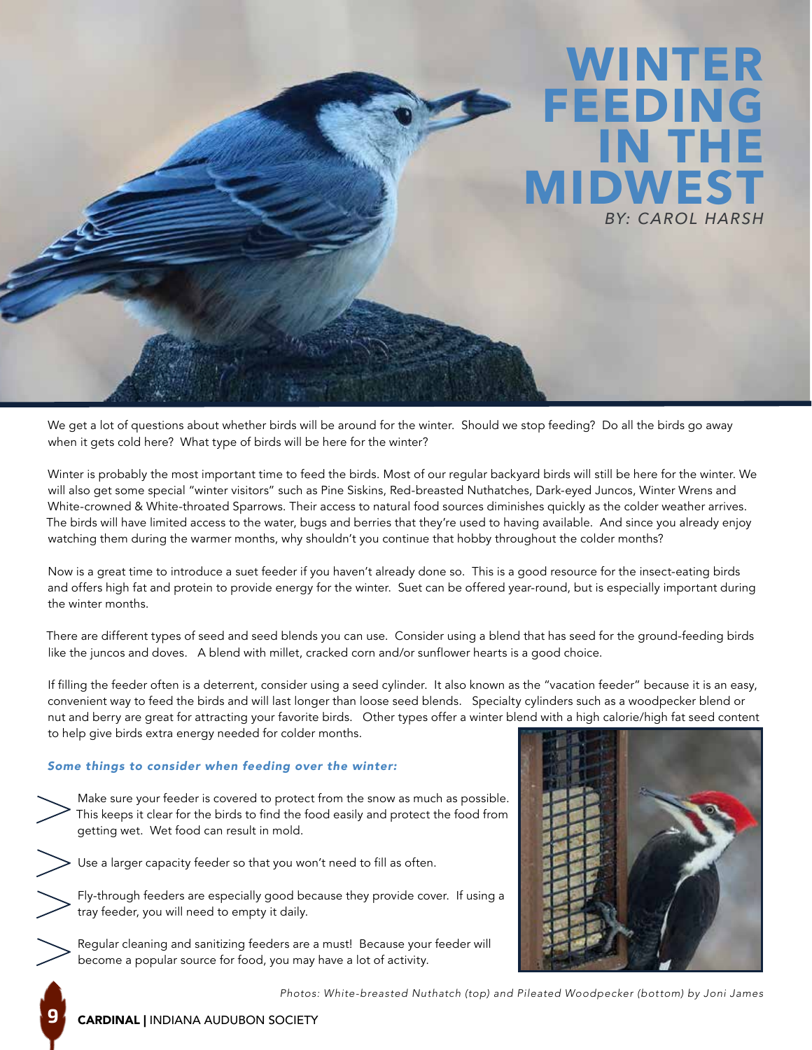# WINTER FEEDING IN THE MIDWEST

*BY: CAROL HARSH*

We get a lot of questions about whether birds will be around for the winter. Should we stop feeding? Do all the birds go away when it gets cold here? What type of birds will be here for the winter?

Winter is probably the most important time to feed the birds. Most of our regular backyard birds will still be here for the winter. We will also get some special "winter visitors" such as Pine Siskins, Red-breasted Nuthatches, Dark-eyed Juncos, Winter Wrens and White-crowned & White-throated Sparrows. Their access to natural food sources diminishes quickly as the colder weather arrives. The birds will have limited access to the water, bugs and berries that they're used to having available. And since you already enjoy watching them during the warmer months, why shouldn't you continue that hobby throughout the colder months?

Now is a great time to introduce a suet feeder if you haven't already done so. This is a good resource for the insect-eating birds and offers high fat and protein to provide energy for the winter. Suet can be offered year-round, but is especially important during the winter months.

There are different types of seed and seed blends you can use. Consider using a blend that has seed for the ground-feeding birds like the juncos and doves. A blend with millet, cracked corn and/or sunflower hearts is a good choice.

If filling the feeder often is a deterrent, consider using a seed cylinder. It also known as the "vacation feeder" because it is an easy, convenient way to feed the birds and will last longer than loose seed blends. Specialty cylinders such as a woodpecker blend or nut and berry are great for attracting your favorite birds. Other types offer a winter blend with a high calorie/high fat seed content to help give birds extra energy needed for colder months.

***Some things to consider when feeding over the winter:***

- Make sure your feeder is covered to protect from the snow as much as possible. This keeps it clear for the birds to find the food easily and protect the food from getting wet. Wet food can result in mold.
- Use a larger capacity feeder so that you won't need to fill as often.
- Fly-through feeders are especially good because they provide cover. If using a tray feeder, you will need to empty it daily.
- Regular cleaning and sanitizing feeders are a must! Because your feeder will become a popular source for food, you may have a lot of activity.

*Photos: White-breasted Nuthatch (top) and Pileated Woodpecker (bottom) by Joni James*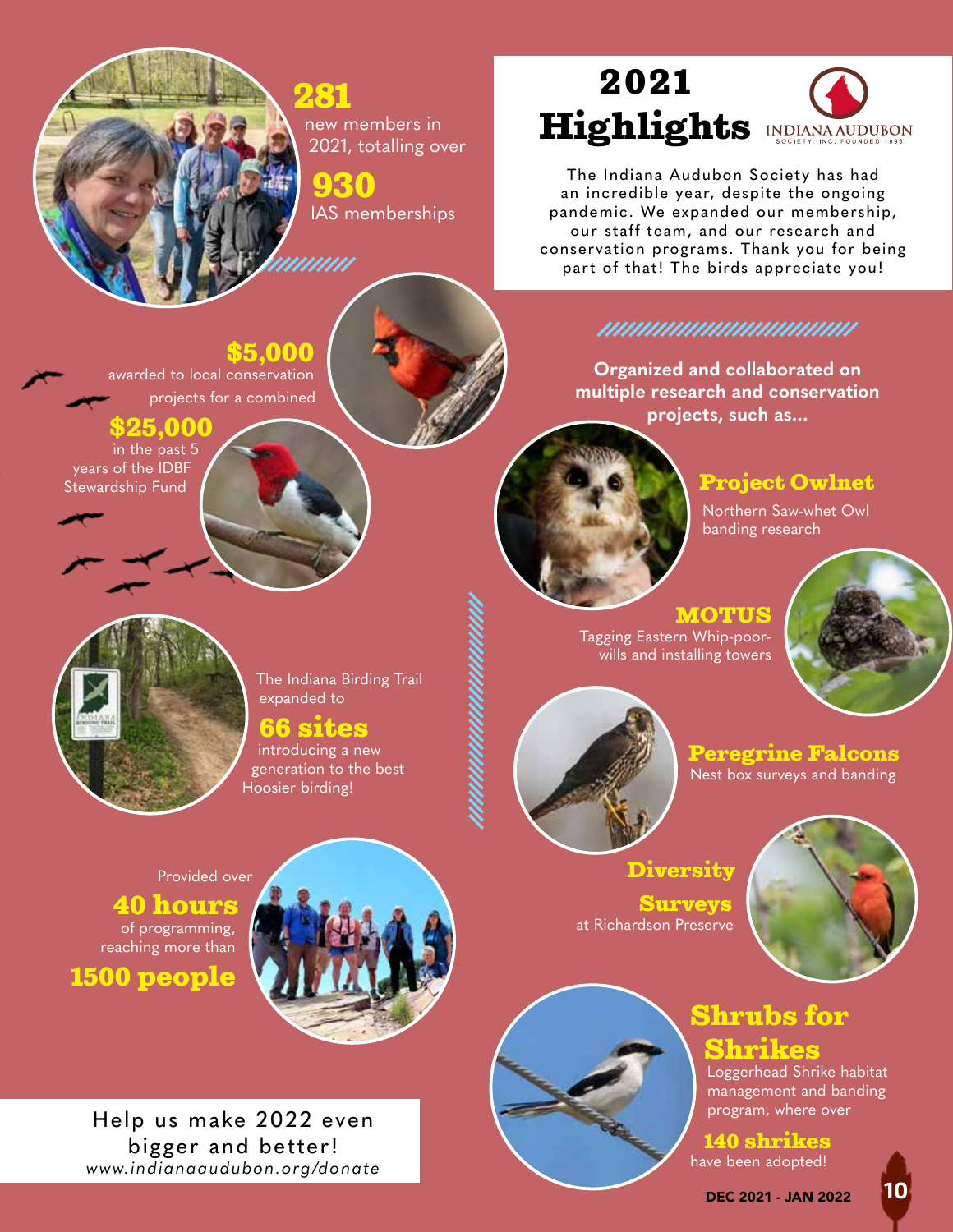# 2021 Highlights

INDIANA AUDUBON SOCIETY, INC. FOUNDED 1898

The Indiana Audubon Society has had an incredible year, despite the ongoing pandemic. We expanded our membership, our staff team, and our research and conservation programs. Thank you for being part of that! The birds appreciate you!

**281** new members in 2021, totalling over **930** IAS memberships

**$5,000** awarded to local conservation projects for a combined **$25,000** in the past 5 years of the IDBF Stewardship Fund

The Indiana Birding Trail expanded to **66 sites** introducing a new generation to the best Hoosier birding!

Provided over **40 hours** of programming, reaching more than **1500 people**

**Organized and collaborated on multiple research and conservation projects, such as...**

## Project Owlnet

Northern Saw-whet Owl banding research

## MOTUS

Tagging Eastern Whip-poor-wills and installing towers

## Peregrine Falcons

Nest box surveys and banding

## Diversity Surveys

at Richardson Preserve

## Shrubs for Shrikes

Loggerhead Shrike habitat management and banding program, where over **140 shrikes** have been adopted!

Help us make 2022 even bigger and better!
*www.indianaaudubon.org/donate*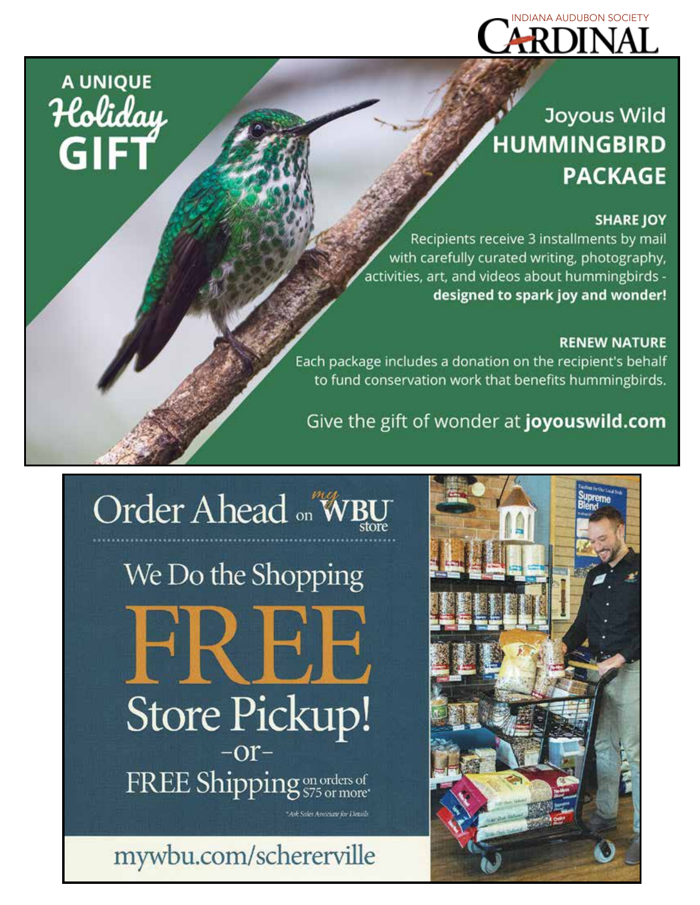A UNIQUE
*Holiday*
GIFT

## Joyous Wild HUMMINGBIRD PACKAGE

**SHARE JOY**

Recipients receive 3 installments by mail with carefully curated writing, photography, activities, art, and videos about hummingbirds - **designed to spark joy and wonder!**

**RENEW NATURE**

Each package includes a donation on the recipient's behalf to fund conservation work that benefits hummingbirds.

Give the gift of wonder at **joyouswild.com**

## Order Ahead on *my* WBU store

We Do the Shopping

# FREE

Store Pickup!

-or-

FREE Shipping on orders of $75 or more*

*Ask Sales Associate for Details

mywbu.com/schererville